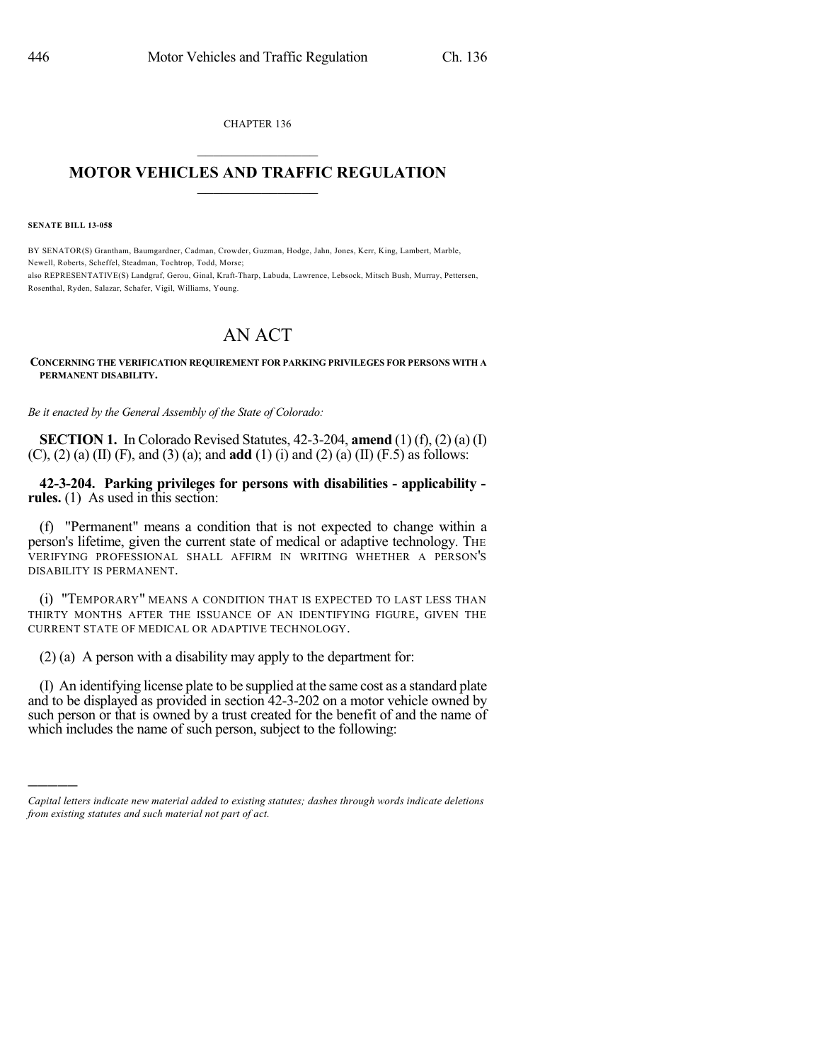CHAPTER 136

# MOTOR VEHICLES AND TRAFFIC REGULATION

**SENATE BILL 13-058**

BY SENATOR(S) Grantham, Baumgardner, Cadman, Crowder, Guzman, Hodge, Jahn, Jones, Kerr, King, Lambert, Marble, Newell, Roberts, Scheffel, Steadman, Tochtrop, Todd, Morse;
also REPRESENTATIVE(S) Landgraf, Gerou, Ginal, Kraft-Tharp, Labuda, Lawrence, Lebsock, Mitsch Bush, Murray, Pettersen, Rosenthal, Ryden, Salazar, Schafer, Vigil, Williams, Young.

# AN ACT

**CONCERNING THE VERIFICATION REQUIREMENT FOR PARKING PRIVILEGES FOR PERSONS WITH A PERMANENT DISABILITY.**

*Be it enacted by the General Assembly of the State of Colorado:*

**SECTION 1.** In Colorado Revised Statutes, 42-3-204, **amend** (1) (f), (2) (a) (I) (C), (2) (a) (II) (F), and (3) (a); and **add** (1) (i) and (2) (a) (II) (F.5) as follows:

**42-3-204. Parking privileges for persons with disabilities - applicability - rules.** (1) As used in this section:

(f) "Permanent" means a condition that is not expected to change within a person's lifetime, given the current state of medical or adaptive technology. THE VERIFYING PROFESSIONAL SHALL AFFIRM IN WRITING WHETHER A PERSON'S DISABILITY IS PERMANENT.

(i) "TEMPORARY" MEANS A CONDITION THAT IS EXPECTED TO LAST LESS THAN THIRTY MONTHS AFTER THE ISSUANCE OF AN IDENTIFYING FIGURE, GIVEN THE CURRENT STATE OF MEDICAL OR ADAPTIVE TECHNOLOGY.

(2) (a) A person with a disability may apply to the department for:

(I) An identifying license plate to be supplied at the same cost as a standard plate and to be displayed as provided in section 42-3-202 on a motor vehicle owned by such person or that is owned by a trust created for the benefit of and the name of which includes the name of such person, subject to the following:

---

*Capital letters indicate new material added to existing statutes; dashes through words indicate deletions from existing statutes and such material not part of act.*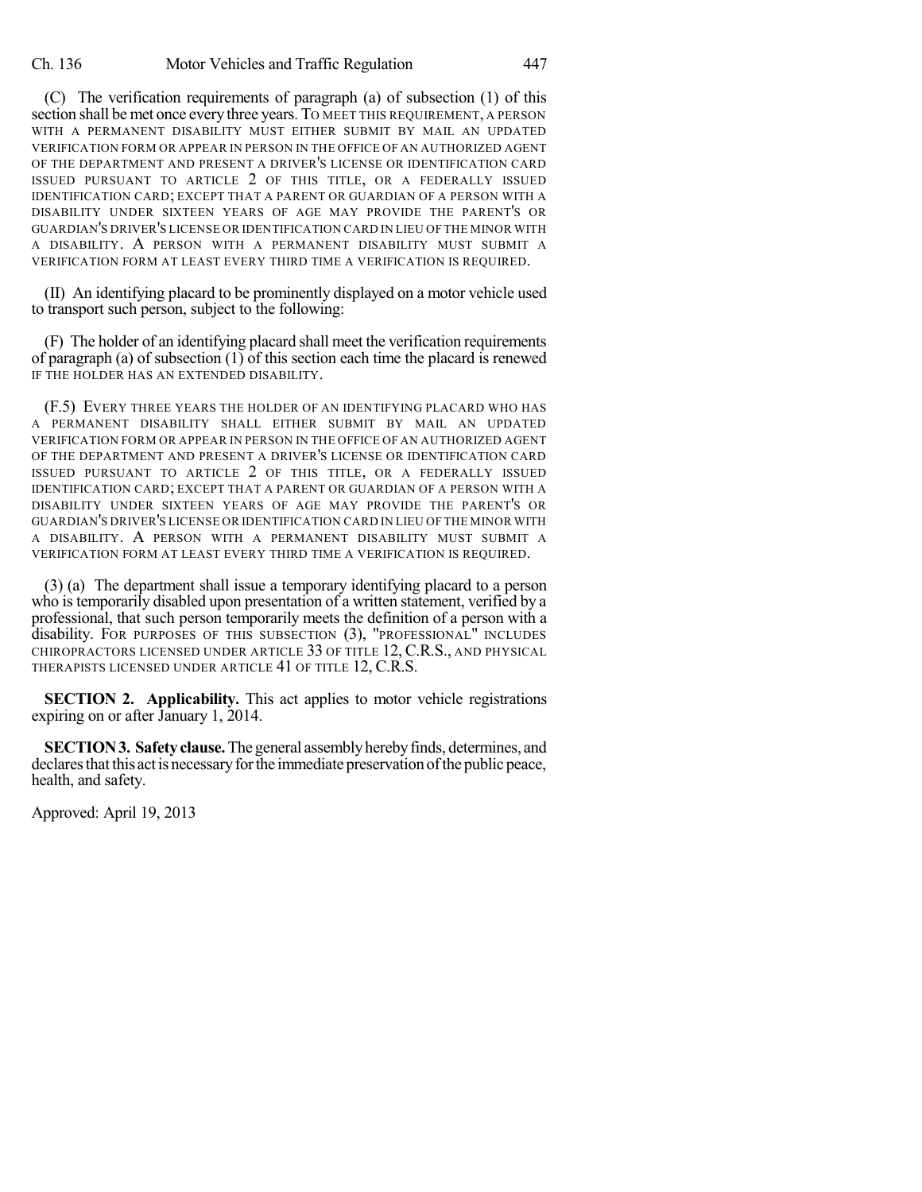(C) The verification requirements of paragraph (a) of subsection (1) of this section shall be met once every three years. TO MEET THIS REQUIREMENT, A PERSON WITH A PERMANENT DISABILITY MUST EITHER SUBMIT BY MAIL AN UPDATED VERIFICATION FORM OR APPEAR IN PERSON IN THE OFFICE OF AN AUTHORIZED AGENT OF THE DEPARTMENT AND PRESENT A DRIVER'S LICENSE OR IDENTIFICATION CARD ISSUED PURSUANT TO ARTICLE 2 OF THIS TITLE, OR A FEDERALLY ISSUED IDENTIFICATION CARD; EXCEPT THAT A PARENT OR GUARDIAN OF A PERSON WITH A DISABILITY UNDER SIXTEEN YEARS OF AGE MAY PROVIDE THE PARENT'S OR GUARDIAN'S DRIVER'S LICENSE OR IDENTIFICATION CARD IN LIEU OF THE MINOR WITH A DISABILITY. A PERSON WITH A PERMANENT DISABILITY MUST SUBMIT A VERIFICATION FORM AT LEAST EVERY THIRD TIME A VERIFICATION IS REQUIRED.

(II) An identifying placard to be prominently displayed on a motor vehicle used to transport such person, subject to the following:

(F) The holder of an identifying placard shall meet the verification requirements of paragraph (a) of subsection (1) of this section each time the placard is renewed IF THE HOLDER HAS AN EXTENDED DISABILITY.

(F.5) EVERY THREE YEARS THE HOLDER OF AN IDENTIFYING PLACARD WHO HAS A PERMANENT DISABILITY SHALL EITHER SUBMIT BY MAIL AN UPDATED VERIFICATION FORM OR APPEAR IN PERSON IN THE OFFICE OF AN AUTHORIZED AGENT OF THE DEPARTMENT AND PRESENT A DRIVER'S LICENSE OR IDENTIFICATION CARD ISSUED PURSUANT TO ARTICLE 2 OF THIS TITLE, OR A FEDERALLY ISSUED IDENTIFICATION CARD; EXCEPT THAT A PARENT OR GUARDIAN OF A PERSON WITH A DISABILITY UNDER SIXTEEN YEARS OF AGE MAY PROVIDE THE PARENT'S OR GUARDIAN'S DRIVER'S LICENSE OR IDENTIFICATION CARD IN LIEU OF THE MINOR WITH A DISABILITY. A PERSON WITH A PERMANENT DISABILITY MUST SUBMIT A VERIFICATION FORM AT LEAST EVERY THIRD TIME A VERIFICATION IS REQUIRED.

(3) (a) The department shall issue a temporary identifying placard to a person who is temporarily disabled upon presentation of a written statement, verified by a professional, that such person temporarily meets the definition of a person with a disability. FOR PURPOSES OF THIS SUBSECTION (3), "PROFESSIONAL" INCLUDES CHIROPRACTORS LICENSED UNDER ARTICLE 33 OF TITLE 12, C.R.S., AND PHYSICAL THERAPISTS LICENSED UNDER ARTICLE 41 OF TITLE 12, C.R.S.

**SECTION 2. Applicability.** This act applies to motor vehicle registrations expiring on or after January 1, 2014.

**SECTION 3. Safety clause.** The general assembly hereby finds, determines, and declares that this act is necessary for the immediate preservation of the public peace, health, and safety.

Approved: April 19, 2013